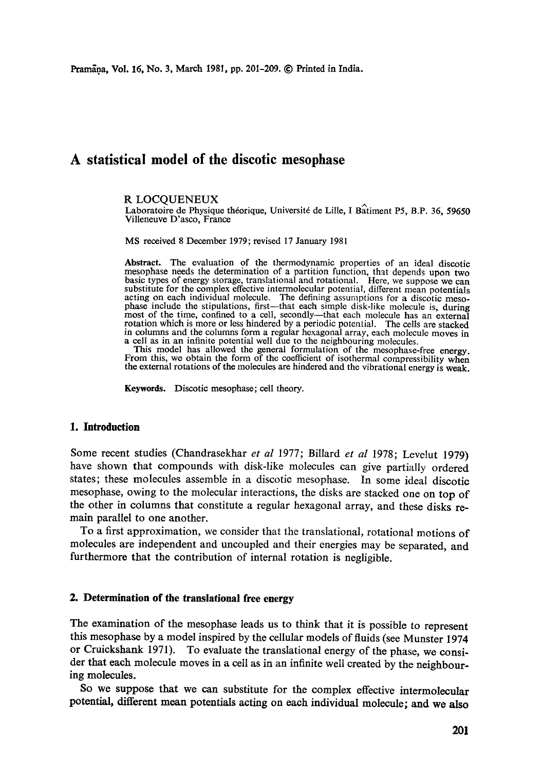# A statistical model of the discotic mesophase

R LOCQUENEUX

Laboratoire de Physique théorique, Université de Lille, I Bâtiment P5, B.P. 36, 59650 Villeneuve D'asco, France

MS received 8 December 1979; revised 17 January 1981

**Abstract.** The evaluation of the thermodynamic properties of an ideal discotic mesophase needs the determination of a partition function, that depends upon two basic types of energy storage, translational and rotational. Here, we suppose we can substitute for the complex effective intermolecular potential, different mean potentials acting on each individual molecule. The defining assumptions for a discotic mesophase include the stipulations, first—that each simple disk-like molecule is, during most of the time, confined to a cell, secondly—that each molecule has an external rotation which is more or less hindered by a periodic potential. The cells are stacked in columns and the columns form a regular hexagonal array, each molecule moves in a cell as in an infinite potential well due to the neighbouring molecules.

This model has allowed the general formulation of the mesophase-free energy. From this, we obtain the form of the coefficient of isothermal compressibility when the external rotations of the molecules are hindered and the vibrational energy is weak.

**Keywords.** Discotic mesophase; cell theory.

## 1. Introduction

Some recent studies (Chandrasekhar *et al* 1977; Billard *et al* 1978; Levelut 1979) have shown that compounds with disk-like molecules can give partially ordered states; these molecules assemble in a discotic mesophase. In some ideal discotic mesophase, owing to the molecular interactions, the disks are stacked one on top of the other in columns that constitute a regular hexagonal array, and these disks remain parallel to one another.

To a first approximation, we consider that the translational, rotational motions of molecules are independent and uncoupled and their energies may be separated, and furthermore that the contribution of internal rotation is negligible.

## 2. Determination of the translational free energy

The examination of the mesophase leads us to think that it is possible to represent this mesophase by a model inspired by the cellular models of fluids (see Munster 1974 or Cruickshank 1971). To evaluate the translational energy of the phase, we consider that each molecule moves in a cell as in an infinite well created by the neighbouring molecules.

So we suppose that we can substitute for the complex effective intermolecular potential, different mean potentials acting on each individual molecule; and we also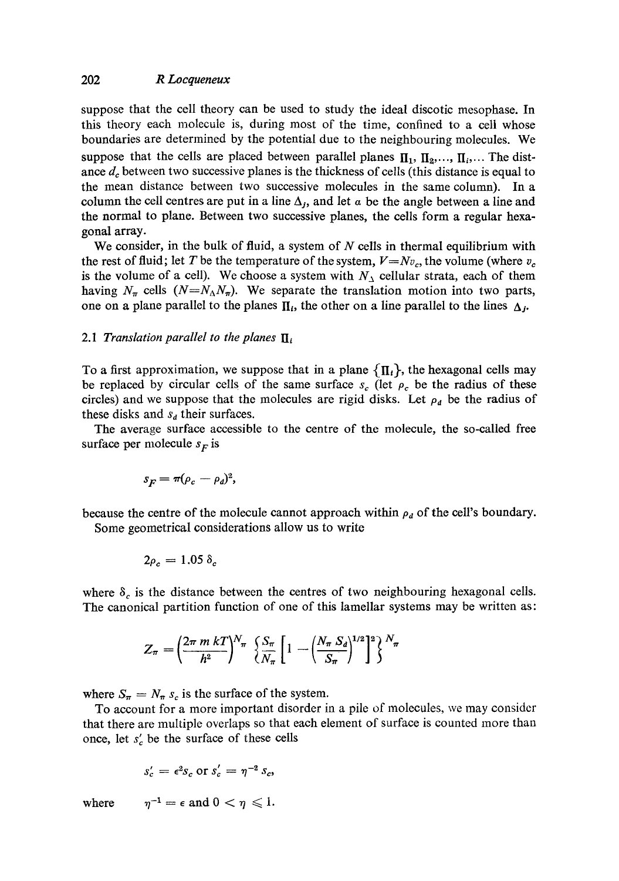suppose that the cell theory can be used to study the ideal discotic mesophase. In this theory each molecule is, during most of the time, confined to a cell whose boundaries are determined by the potential due to the neighbouring molecules. We suppose that the cells are placed between parallel planes $\Pi_1, \Pi_2, \ldots, \Pi_i, \ldots$ The distance $d_c$ between two successive planes is the thickness of cells (this distance is equal to the mean distance between two successive molecules in the same column). In a column the cell centres are put in a line $\Delta_j$, and let $\alpha$ be the angle between a line and the normal to plane. Between two successive planes, the cells form a regular hexagonal array.

We consider, in the bulk of fluid, a system of $N$ cells in thermal equilibrium with the rest of fluid; let $T$ be the temperature of the system, $V = Nv_c$, the volume (where $v_c$ is the volume of a cell). We choose a system with $N_\Delta$ cellular strata, each of them having $N_\pi$ cells ($N = N_\Delta N_\pi$). We separate the translation motion into two parts, one on a plane parallel to the planes $\Pi_i$, the other on a line parallel to the lines $\Delta_j$.

### 2.1 *Translation parallel to the planes* $\Pi_i$

To a first approximation, we suppose that in a plane $\{\Pi_i\}$, the hexagonal cells may be replaced by circular cells of the same surface $s_c$ (let $\rho_c$ be the radius of these circles) and we suppose that the molecules are rigid disks. Let $\rho_d$ be the radius of these disks and $s_d$ their surfaces.

The average surface accessible to the centre of the molecule, the so-called free surface per molecule $s_F$ is

$$s_F = \pi(\rho_c - \rho_d)^2,$$

because the centre of the molecule cannot approach within $\rho_d$ of the cell's boundary.

Some geometrical considerations allow us to write

$$2\rho_c = 1.05\ \delta_c$$

where $\delta_c$ is the distance between the centres of two neighbouring hexagonal cells. The canonical partition function of one of this lamellar systems may be written as:

$$Z_\pi = \left(\frac{2\pi\, m\, kT}{h^2}\right)^{N_\pi} \left\{\frac{S_\pi}{N_\pi}\left[1 - \left(\frac{N_\pi\, S_d}{S_\pi}\right)^{1/2}\right]^2\right\}^{N_\pi}$$

where $S_\pi = N_\pi\, s_c$ is the surface of the system.

To account for a more important disorder in a pile of molecules, we may consider that there are multiple overlaps so that each element of surface is counted more than once, let $s'_c$ be the surface of these cells

$$s'_c = \epsilon^2 s_c \text{ or } s'_c = \eta^{-2}\, s_c,$$

where $\quad \eta^{-1} = \epsilon$ and $0 < \eta \leqslant 1$.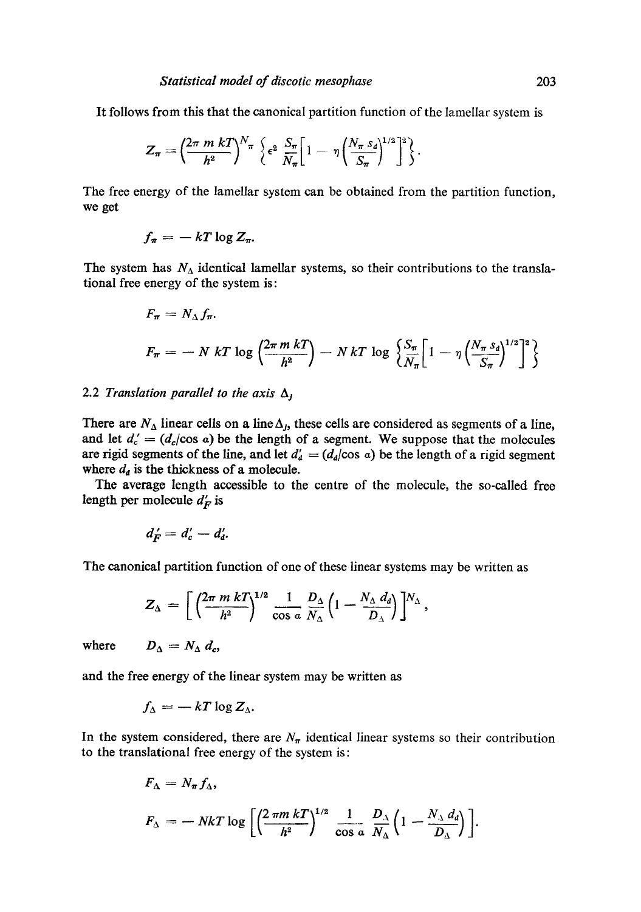It follows from this that the canonical partition function of the lamellar system is

$$Z_\pi = \left(\frac{2\pi m kT}{h^2}\right)^{N_\pi} \left\{\epsilon^2 \frac{S_\pi}{N_\pi}\left[1 - \eta\left(\frac{N_\pi s_d}{S_\pi}\right)^{1/2}\right]^2\right\}.$$

The free energy of the lamellar system can be obtained from the partition function, we get

$$f_\pi = -kT \log Z_\pi.$$

The system has $N_\Delta$ identical lamellar systems, so their contributions to the translational free energy of the system is:

$$F_\pi = N_\Delta f_\pi.$$

$$F_\pi = -N kT \log \left(\frac{2\pi m kT}{h^2}\right) - N kT \log \left\{\frac{S_\pi}{N_\pi}\left[1 - \eta\left(\frac{N_\pi s_d}{S_\pi}\right)^{1/2}\right]^2\right\}$$

## 2.2 *Translation parallel to the axis* $\Delta_j$

There are $N_\Delta$ linear cells on a line $\Delta_j$, these cells are considered as segments of a line, and let $d_c' = (d_c/\cos a)$ be the length of a segment. We suppose that the molecules are rigid segments of the line, and let $d_d' = (d_d/\cos a)$ be the length of a rigid segment where $d_d$ is the thickness of a molecule.

The average length accessible to the centre of the molecule, the so-called free length per molecule $d_F'$ is

$$d_F' = d_c' - d_d'.$$

The canonical partition function of one of these linear systems may be written as

$$Z_\Delta = \left[\left(\frac{2\pi m kT}{h^2}\right)^{1/2} \frac{1}{\cos a} \frac{D_\Delta}{N_\Delta}\left(1 - \frac{N_\Delta d_d}{D_\Delta}\right)\right]^{N_\Delta},$$

where $\quad D_\Delta = N_\Delta d_c,$

and the free energy of the linear system may be written as

$$f_\Delta = -kT \log Z_\Delta.$$

In the system considered, there are $N_\pi$ identical linear systems so their contribution to the translational free energy of the system is:

$$F_\Delta = N_\pi f_\Delta,$$

$$F_\Delta = -NkT \log \left[\left(\frac{2\pi m kT}{h^2}\right)^{1/2} \frac{1}{\cos a} \frac{D_\Delta}{N_\Delta}\left(1 - \frac{N_\Delta d_d}{D_\Delta}\right)\right].$$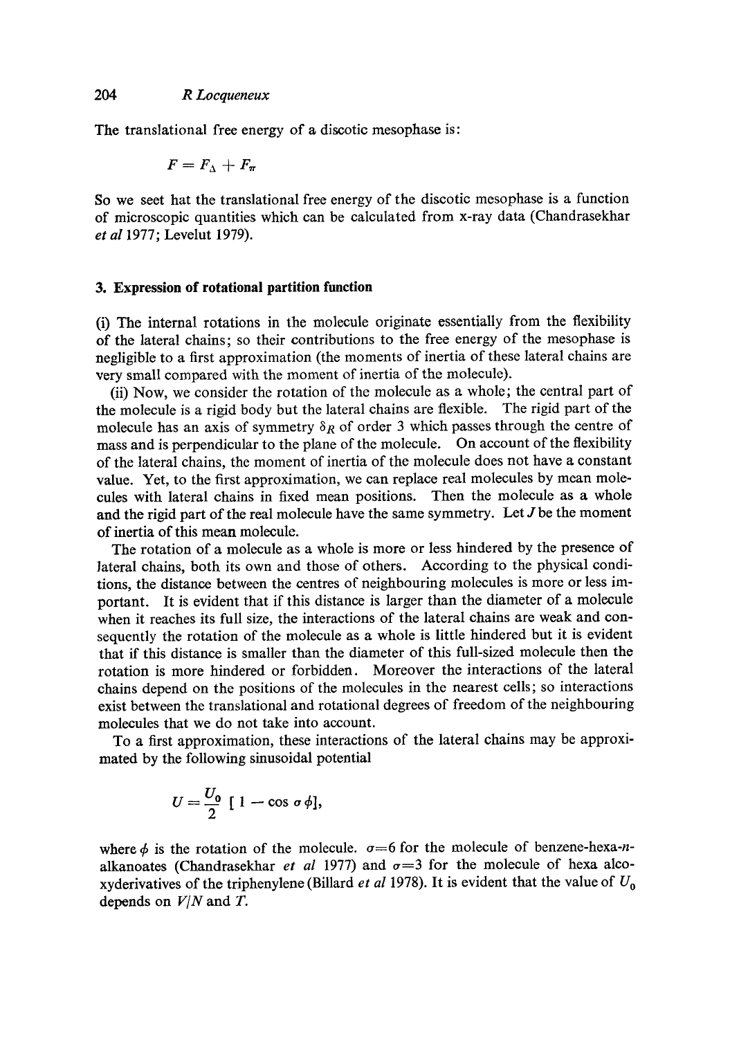The translational free energy of a discotic mesophase is:

$$F = F_{\Delta} + F_{\pi}$$

So we seet hat the translational free energy of the discotic mesophase is a function of microscopic quantities which can be calculated from x-ray data (Chandrasekhar *et al* 1977; Levelut 1979).

### 3. Expression of rotational partition function

(i) The internal rotations in the molecule originate essentially from the flexibility of the lateral chains; so their contributions to the free energy of the mesophase is negligible to a first approximation (the moments of inertia of these lateral chains are very small compared with the moment of inertia of the molecule).

(ii) Now, we consider the rotation of the molecule as a whole; the central part of the molecule is a rigid body but the lateral chains are flexible. The rigid part of the molecule has an axis of symmetry $\delta_R$ of order 3 which passes through the centre of mass and is perpendicular to the plane of the molecule. On account of the flexibility of the lateral chains, the moment of inertia of the molecule does not have a constant value. Yet, to the first approximation, we can replace real molecules by mean molecules with lateral chains in fixed mean positions. Then the molecule as a whole and the rigid part of the real molecule have the same symmetry. Let $J$ be the moment of inertia of this mean molecule.

The rotation of a molecule as a whole is more or less hindered by the presence of lateral chains, both its own and those of others. According to the physical conditions, the distance between the centres of neighbouring molecules is more or less important. It is evident that if this distance is larger than the diameter of a molecule when it reaches its full size, the interactions of the lateral chains are weak and consequently the rotation of the molecule as a whole is little hindered but it is evident that if this distance is smaller than the diameter of this full-sized molecule then the rotation is more hindered or forbidden. Moreover the interactions of the lateral chains depend on the positions of the molecules in the nearest cells; so interactions exist between the translational and rotational degrees of freedom of the neighbouring molecules that we do not take into account.

To a first approximation, these interactions of the lateral chains may be approximated by the following sinusoidal potential

$$U = \frac{U_0}{2} \left[ 1 - \cos \sigma \phi \right],$$

where $\phi$ is the rotation of the molecule. $\sigma=6$ for the molecule of benzene-hexa-*n*-alkanoates (Chandrasekhar *et al* 1977) and $\sigma=3$ for the molecule of hexa alcoxyderivatives of the triphenylene (Billard *et al* 1978). It is evident that the value of $U_0$ depends on $V/N$ and $T$.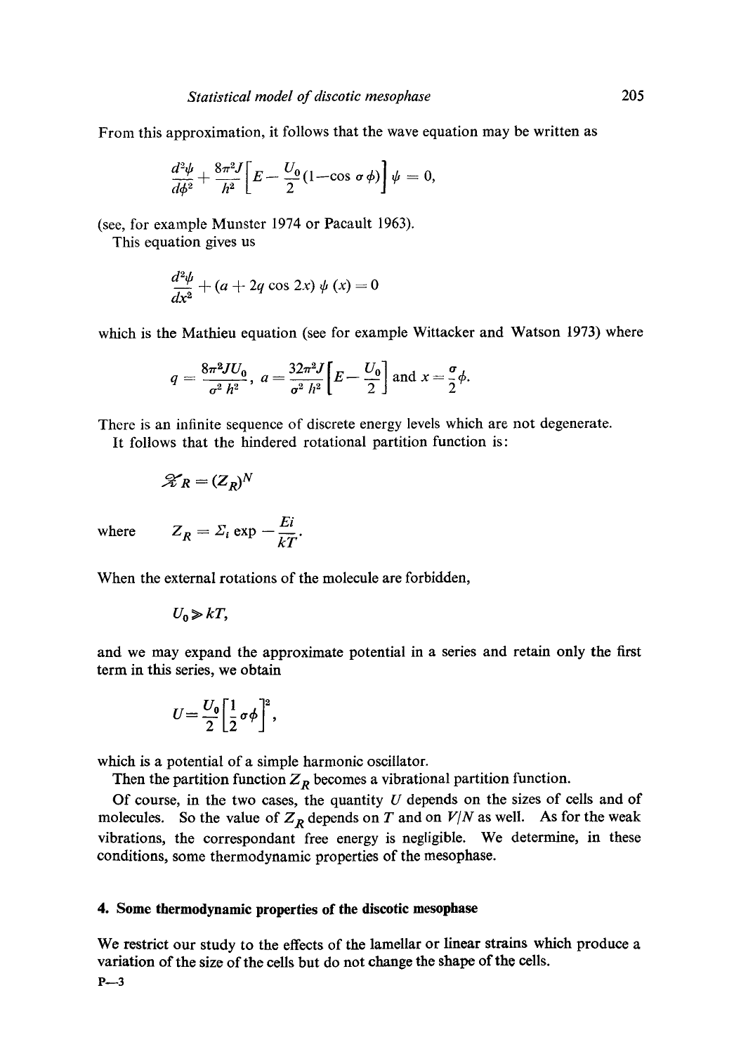From this approximation, it follows that the wave equation may be written as

$$\frac{d^2\psi}{d\phi^2} + \frac{8\pi^2 J}{h^2}\left[E - \frac{U_0}{2}(1 - \cos\sigma\phi)\right]\psi = 0,$$

(see, for example Munster 1974 or Pacault 1963).

This equation gives us

$$\frac{d^2\psi}{dx^2} + (a + 2q\cos 2x)\,\psi(x) = 0$$

which is the Mathieu equation (see for example Wittacker and Watson 1973) where

$$q = \frac{8\pi^2 J U_0}{\sigma^2 h^2},\; a = \frac{32\pi^2 J}{\sigma^2 h^2}\left[E - \frac{U_0}{2}\right] \text{ and } x = \frac{\sigma}{2}\phi.$$

There is an infinite sequence of discrete energy levels which are not degenerate.

It follows that the hindered rotational partition function is:

$$\mathscr{Z}_R = (Z_R)^N$$

where $$Z_R = \Sigma_i \exp -\frac{Ei}{kT}.$$

When the external rotations of the molecule are forbidden,

$$U_0 \gg kT,$$

and we may expand the approximate potential in a series and retain only the first term in this series, we obtain

$$U = \frac{U_0}{2}\left[\frac{1}{2}\sigma\phi\right]^2,$$

which is a potential of a simple harmonic oscillator.

Then the partition function $Z_R$ becomes a vibrational partition function.

Of course, in the two cases, the quantity $U$ depends on the sizes of cells and of molecules. So the value of $Z_R$ depends on $T$ and on $V/N$ as well. As for the weak vibrations, the correspondant free energy is negligible. We determine, in these conditions, some thermodynamic properties of the mesophase.

## 4. Some thermodynamic properties of the discotic mesophase

We restrict our study to the effects of the lamellar or linear strains which produce a variation of the size of the cells but do not change the shape of the cells.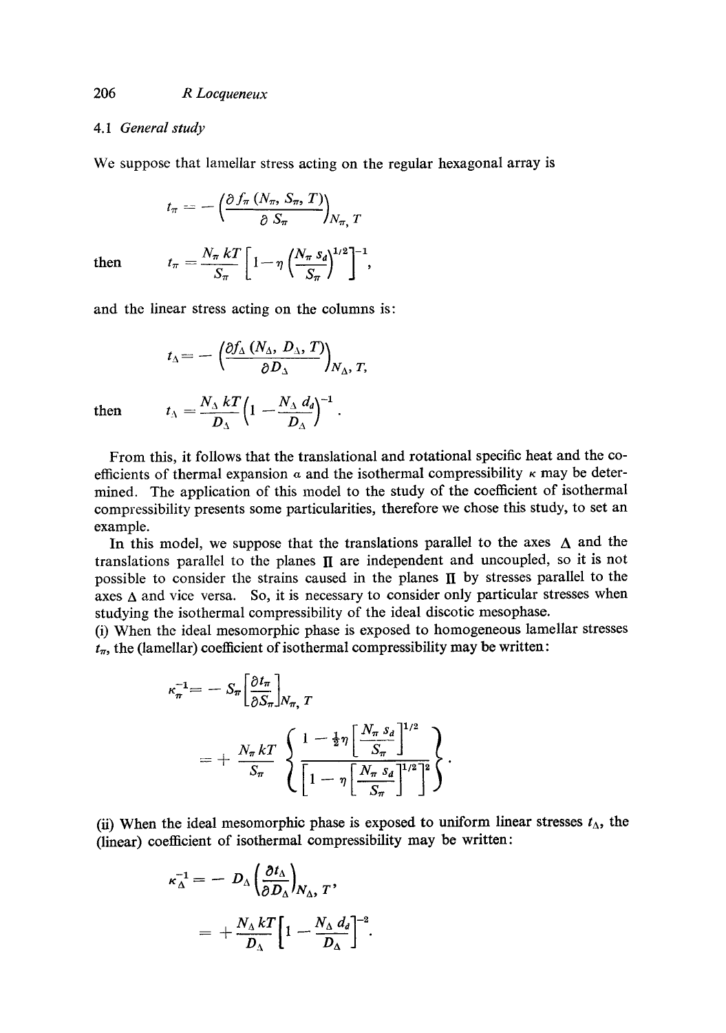### 4.1 *General study*

We suppose that lamellar stress acting on the regular hexagonal array is

$$t_\pi = -\left(\frac{\partial f_\pi(N_\pi, S_\pi, T)}{\partial S_\pi}\right)_{N_\pi, T}$$

then

$$t_\pi = \frac{N_\pi kT}{S_\pi}\left[1 - \eta\left(\frac{N_\pi s_d}{S_\pi}\right)^{1/2}\right]^{-1},$$

and the linear stress acting on the columns is:

$$t_\Delta = -\left(\frac{\partial f_\Delta(N_\Delta, D_\Delta, T)}{\partial D_\Delta}\right)_{N_\Delta, T},$$

then

$$t_\Delta = \frac{N_\Delta kT}{D_\Delta}\left(1 - \frac{N_\Delta d_d}{D_\Delta}\right)^{-1}.$$

From this, it follows that the translational and rotational specific heat and the coefficients of thermal expansion $\alpha$ and the isothermal compressibility $\kappa$ may be determined. The application of this model to the study of the coefficient of isothermal compressibility presents some particularities, therefore we chose this study, to set an example.

In this model, we suppose that the translations parallel to the axes $\Delta$ and the translations parallel to the planes $\Pi$ are independent and uncoupled, so it is not possible to consider the strains caused in the planes $\Pi$ by stresses parallel to the axes $\Delta$ and vice versa. So, it is necessary to consider only particular stresses when studying the isothermal compressibility of the ideal discotic mesophase.

(i) When the ideal mesomorphic phase is exposed to homogeneous lamellar stresses $t_\pi$, the (lamellar) coefficient of isothermal compressibility may be written:

$$\kappa_\pi^{-1} = -S_\pi\left[\frac{\partial t_\pi}{\partial S_\pi}\right]_{N_\pi, T}$$

$$= +\frac{N_\pi kT}{S_\pi}\left\{\frac{1 - \frac{1}{2}\eta\left[\frac{N_\pi s_d}{S_\pi}\right]^{1/2}}{\left[1 - \eta\left[\frac{N_\pi s_d}{S_\pi}\right]^{1/2}\right]^2}\right\}.$$

(ii) When the ideal mesomorphic phase is exposed to uniform linear stresses $t_\Delta$, the (linear) coefficient of isothermal compressibility may be written:

$$\kappa_\Delta^{-1} = -D_\Delta\left(\frac{\partial t_\Delta}{\partial D_\Delta}\right)_{N_\Delta, T},$$

$$= +\frac{N_\Delta kT}{D_\Delta}\left[1 - \frac{N_\Delta d_d}{D_\Delta}\right]^{-2}.$$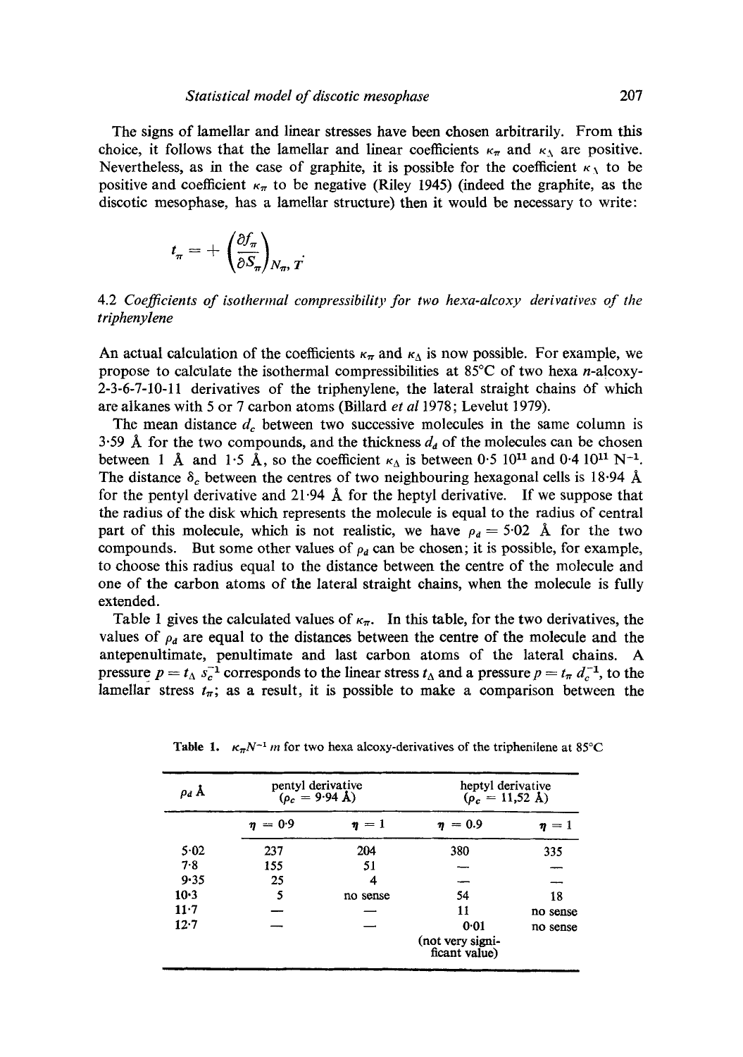The signs of lamellar and linear stresses have been chosen arbitrarily. From this choice, it follows that the lamellar and linear coefficients $\kappa_\pi$ and $\kappa_\Delta$ are positive. Nevertheless, as in the case of graphite, it is possible for the coefficient $\kappa_\Delta$ to be positive and coefficient $\kappa_\pi$ to be negative (Riley 1945) (indeed the graphite, as the discotic mesophase, has a lamellar structure) then it would be necessary to write:

$$t_\pi = + \left(\frac{\partial f_\pi}{\partial S_\pi}\right)_{N_\pi, T}.$$

### 4.2 *Coefficients of isothermal compressibility for two hexa-alcoxy derivatives of the triphenylene*

An actual calculation of the coefficients $\kappa_\pi$ and $\kappa_\Delta$ is now possible. For example, we propose to calculate the isothermal compressibilities at 85°C of two hexa $n$-alcoxy-2-3-6-7-10-11 derivatives of the triphenylene, the lateral straight chains of which are alkanes with 5 or 7 carbon atoms (Billard *et al* 1978; Levelut 1979).

The mean distance $d_c$ between two successive molecules in the same column is 3·59 Å for the two compounds, and the thickness $d_d$ of the molecules can be chosen between 1 Å and 1·5 Å, so the coefficient $\kappa_\Delta$ is between 0·5 $10^{11}$ and 0·4 $10^{11}$ N$^{-1}$. The distance $\delta_c$ between the centres of two neighbouring hexagonal cells is 18·94 Å for the pentyl derivative and 21·94 Å for the heptyl derivative. If we suppose that the radius of the disk which represents the molecule is equal to the radius of central part of this molecule, which is not realistic, we have $\rho_d = 5{\cdot}02$ Å for the two compounds. But some other values of $\rho_d$ can be chosen; it is possible, for example, to choose this radius equal to the distance between the centre of the molecule and one of the carbon atoms of the lateral straight chains, when the molecule is fully extended.

Table 1 gives the calculated values of $\kappa_\pi$. In this table, for the two derivatives, the values of $\rho_d$ are equal to the distances between the centre of the molecule and the antepenultimate, penultimate and last carbon atoms of the lateral chains. A pressure $p = t_\Delta s_c^{-1}$ corresponds to the linear stress $t_\Delta$ and a pressure $p = t_\pi d_c^{-1}$, to the lamellar stress $t_\pi$; as a result, it is possible to make a comparison between the

**Table 1.** $\kappa_\pi N^{-1} m$ for two hexa alcoxy-derivatives of the triphenilene at 85°C

| $\rho_d$ Å | pentyl derivative ($\rho_c = 9{\cdot}94$ Å) | | heptyl derivative ($\rho_c = 11{,}52$ Å) | |
|---|---|---|---|---|
| | $\eta = 0{\cdot}9$ | $\eta = 1$ | $\eta = 0.9$ | $\eta = 1$ |
| 5·02 | 237 | 204 | 380 | 335 |
| 7·8 | 155 | 51 | — | — |
| 9·35 | 25 | 4 | — | — |
| 10·3 | 5 | no sense | 54 | 18 |
| 11·7 | — | — | 11 | no sense |
| 12·7 | — | — | 0·01 (not very significant value) | no sense |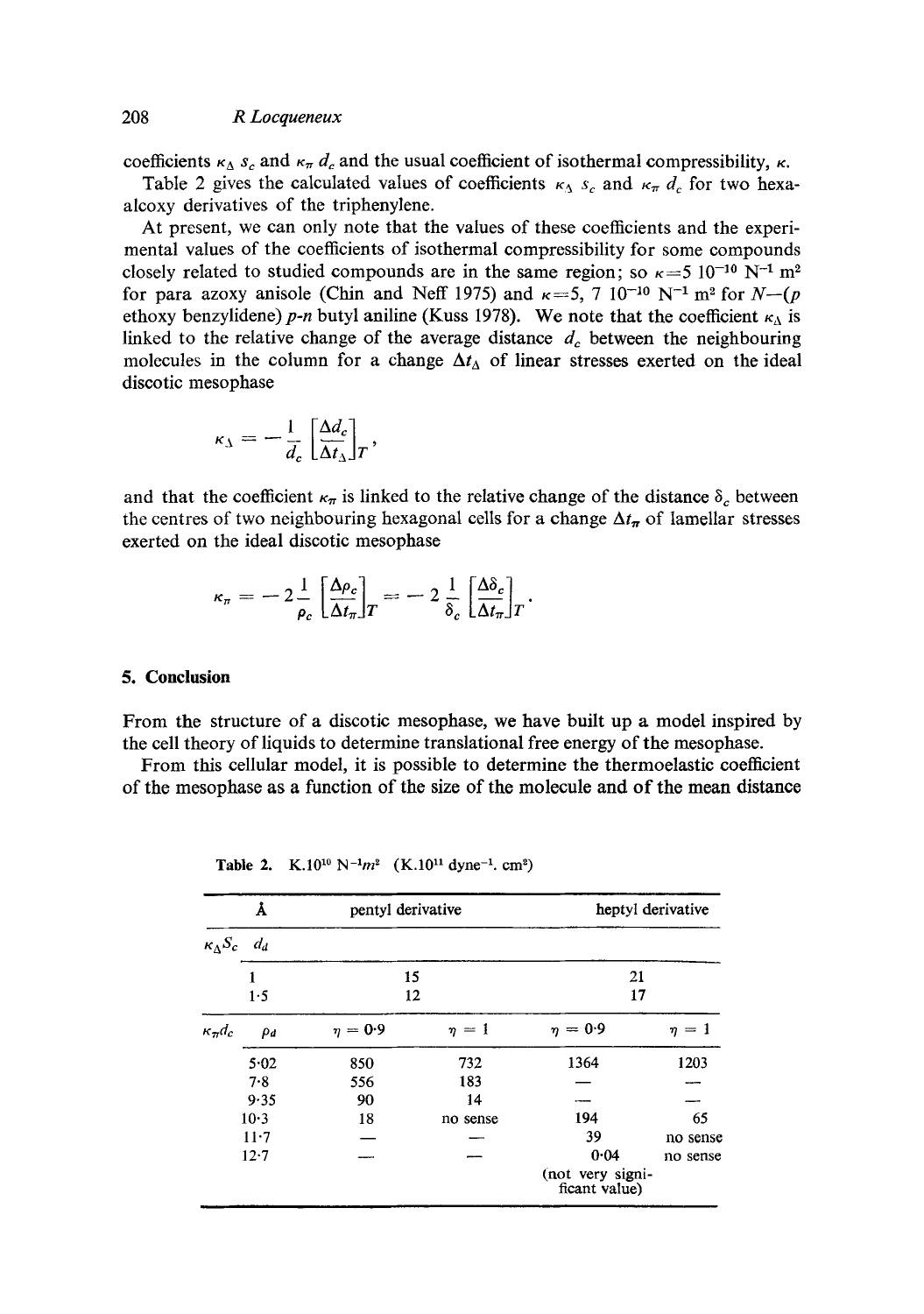coefficients $\kappa_\Delta s_c$ and $\kappa_\pi d_c$ and the usual coefficient of isothermal compressibility, $\kappa$.

Table 2 gives the calculated values of coefficients $\kappa_\Delta s_c$ and $\kappa_\pi d_c$ for two hexa-alcoxy derivatives of the triphenylene.

At present, we can only note that the values of these coefficients and the experimental values of the coefficients of isothermal compressibility for some compounds closely related to studied compounds are in the same region; so $\kappa = 5\ 10^{-10}\ \mathrm{N}^{-1}\ \mathrm{m}^2$ for para azoxy anisole (Chin and Neff 1975) and $\kappa = 5,7\ 10^{-10}\ \mathrm{N}^{-1}\ \mathrm{m}^2$ for *N*—(*p* ethoxy benzylidene) *p-n* butyl aniline (Kuss 1978). We note that the coefficient $\kappa_\Delta$ is linked to the relative change of the average distance $d_c$ between the neighbouring molecules in the column for a change $\Delta t_\Delta$ of linear stresses exerted on the ideal discotic mesophase

$$\kappa_\Delta = -\frac{1}{d_c}\left[\frac{\Delta d_c}{\Delta t_\Delta}\right]_T,$$

and that the coefficient $\kappa_\pi$ is linked to the relative change of the distance $\delta_c$ between the centres of two neighbouring hexagonal cells for a change $\Delta t_\pi$ of lamellar stresses exerted on the ideal discotic mesophase

$$\kappa_\pi = -2\frac{1}{\rho_c}\left[\frac{\Delta \rho_c}{\Delta t_\pi}\right]_T = -2\frac{1}{\delta_c}\left[\frac{\Delta \delta_c}{\Delta t_\pi}\right]_T.$$

## 5. Conclusion

From the structure of a discotic mesophase, we have built up a model inspired by the cell theory of liquids to determine translational free energy of the mesophase.

From this cellular model, it is possible to determine the thermoelastic coefficient of the mesophase as a function of the size of the molecule and of the mean distance

**Table 2.** $K.10^{10}\ \mathrm{N}^{-1} m^2$ ($K.10^{11}\ \mathrm{dyne}^{-1}.\ \mathrm{cm}^2$)

| Å | pentyl derivative | | heptyl derivative | |
|---|---|---|---|---|
| $\kappa_\Delta S_c$ $d_d$ | | | | |
| 1 | 15 | | 21 | |
| 1·5 | 12 | | 17 | |
| $\kappa_\pi d_c$ $\rho_d$ | $\eta = 0{\cdot}9$ | $\eta = 1$ | $\eta = 0{\cdot}9$ | $\eta = 1$ |
| 5·02 | 850 | 732 | 1364 | 1203 |
| 7·8 | 556 | 183 | — | — |
| 9·35 | 90 | 14 | — | — |
| 10·3 | 18 | no sense | 194 | 65 |
| 11·7 | — | — | 39 | no sense |
| 12·7 | — | — | 0·04 (not very significant value) | no sense |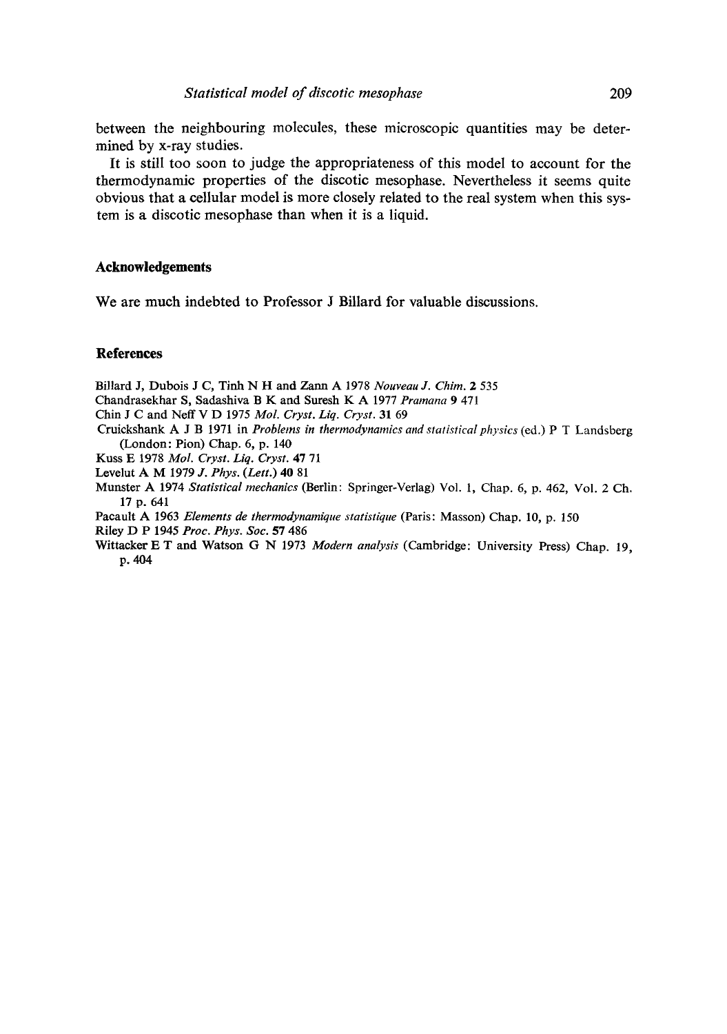between the neighbouring molecules, these microscopic quantities may be determined by x-ray studies.

It is still too soon to judge the appropriateness of this model to account for the thermodynamic properties of the discotic mesophase. Nevertheless it seems quite obvious that a cellular model is more closely related to the real system when this system is a discotic mesophase than when it is a liquid.

## Acknowledgements

We are much indebted to Professor J Billard for valuable discussions.

## References

Billard J, Dubois J C, Tinh N H and Zann A 1978 *Nouveau J. Chim.* **2** 535

Chandrasekhar S, Sadashiva B K and Suresh K A 1977 *Pramana* **9** 471

Chin J C and Neff V D 1975 *Mol. Cryst. Liq. Cryst.* **31** 69

Cruickshank A J B 1971 in *Problems in thermodynamics and statistical physics* (ed.) P T Landsberg (London: Pion) Chap. 6, p. 140

Kuss E 1978 *Mol. Cryst. Liq. Cryst.* **47** 71

Levelut A M 1979 *J. Phys. (Lett.)* **40** 81

Munster A 1974 *Statistical mechanics* (Berlin: Springer-Verlag) Vol. 1, Chap. 6, p. 462, Vol. 2 Ch. 17 p. 641

Pacault A 1963 *Elements de thermodynamique statistique* (Paris: Masson) Chap. 10, p. 150

Riley D P 1945 *Proc. Phys. Soc.* **57** 486

Wittacker E T and Watson G N 1973 *Modern analysis* (Cambridge: University Press) Chap. 19, p. 404